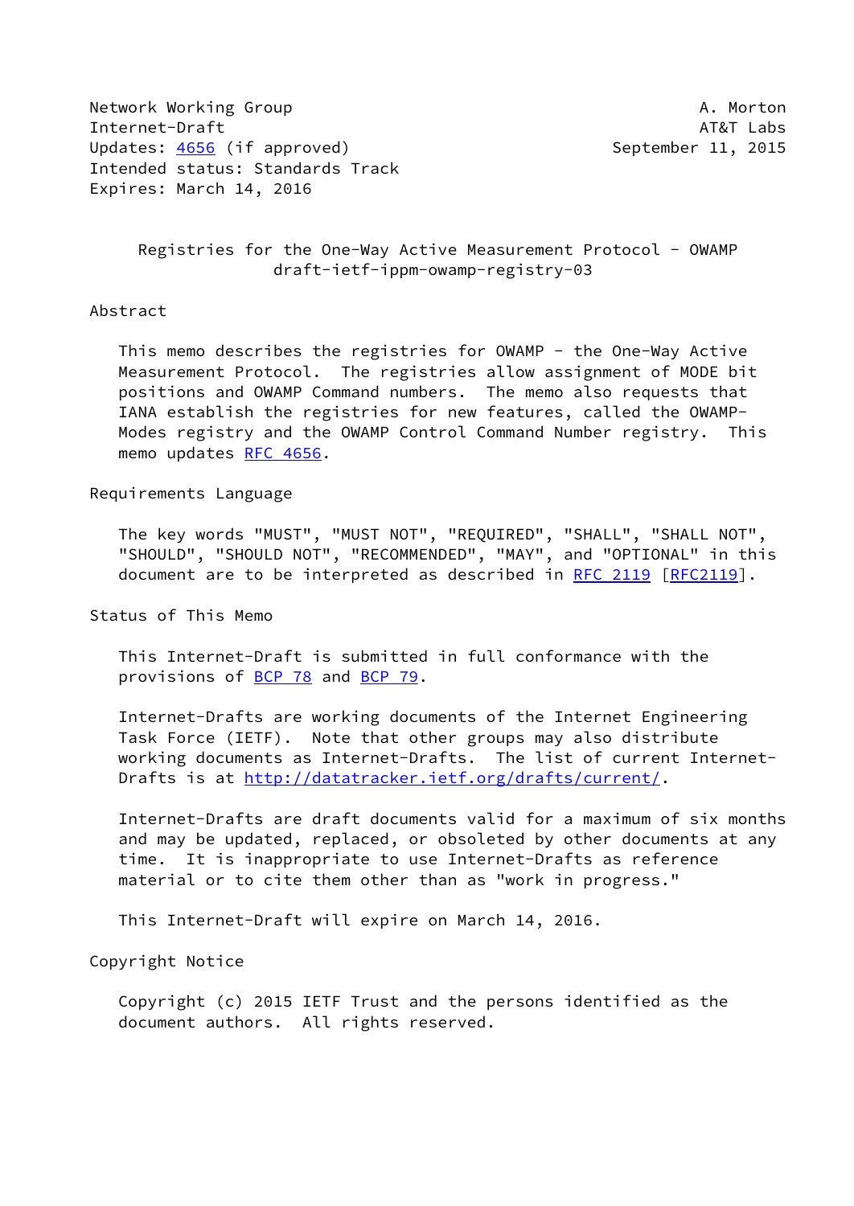Network Working Group A. Morton
Internet-Draft AT&T Labs
Updates: 4656 (if approved) September 11, 2015
Intended status: Standards Track
Expires: March 14, 2016

# Registries for the One-Way Active Measurement Protocol - OWAMP
draft-ietf-ippm-owamp-registry-03

## Abstract

This memo describes the registries for OWAMP - the One-Way Active Measurement Protocol. The registries allow assignment of MODE bit positions and OWAMP Command numbers. The memo also requests that IANA establish the registries for new features, called the OWAMP-Modes registry and the OWAMP Control Command Number registry. This memo updates RFC 4656.

## Requirements Language

The key words "MUST", "MUST NOT", "REQUIRED", "SHALL", "SHALL NOT", "SHOULD", "SHOULD NOT", "RECOMMENDED", "MAY", and "OPTIONAL" in this document are to be interpreted as described in RFC 2119 [RFC2119].

## Status of This Memo

This Internet-Draft is submitted in full conformance with the provisions of BCP 78 and BCP 79.

Internet-Drafts are working documents of the Internet Engineering Task Force (IETF). Note that other groups may also distribute working documents as Internet-Drafts. The list of current Internet-Drafts is at http://datatracker.ietf.org/drafts/current/.

Internet-Drafts are draft documents valid for a maximum of six months and may be updated, replaced, or obsoleted by other documents at any time. It is inappropriate to use Internet-Drafts as reference material or to cite them other than as "work in progress."

This Internet-Draft will expire on March 14, 2016.

## Copyright Notice

Copyright (c) 2015 IETF Trust and the persons identified as the document authors. All rights reserved.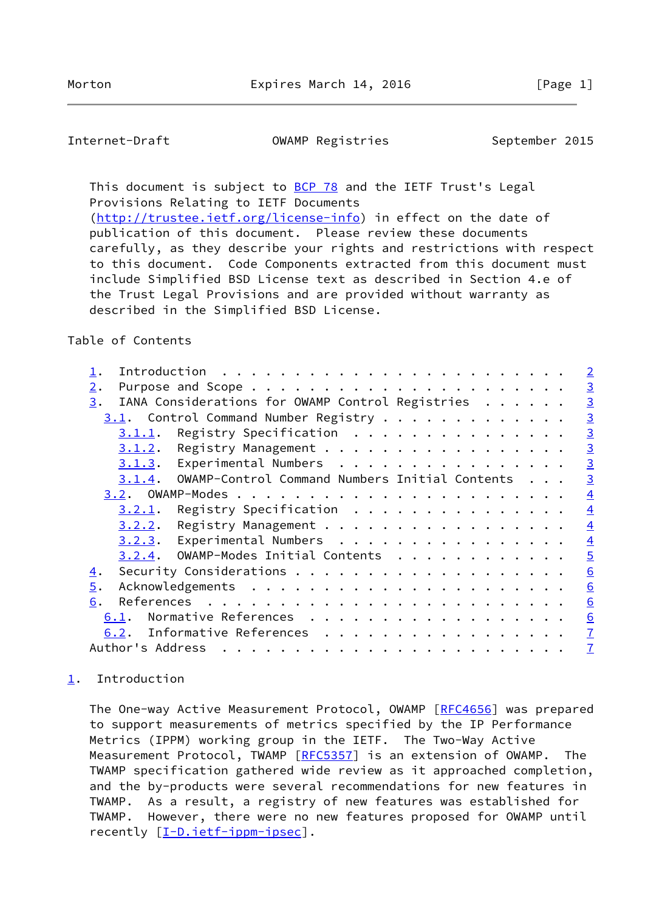This document is subject to BCP 78 and the IETF Trust's Legal Provisions Relating to IETF Documents (http://trustee.ietf.org/license-info) in effect on the date of publication of this document. Please review these documents carefully, as they describe your rights and restrictions with respect to this document. Code Components extracted from this document must include Simplified BSD License text as described in Section 4.e of the Trust Legal Provisions and are provided without warranty as described in the Simplified BSD License.

Table of Contents

- 1. Introduction . . . . . . . . . . . . . . . . . . . . . . . . 2
- 2. Purpose and Scope . . . . . . . . . . . . . . . . . . . . . 3
- 3. IANA Considerations for OWAMP Control Registries . . . . . . 3
  - 3.1. Control Command Number Registry . . . . . . . . . . . . . 3
    - 3.1.1. Registry Specification . . . . . . . . . . . . . . . 3
    - 3.1.2. Registry Management . . . . . . . . . . . . . . . . 3
    - 3.1.3. Experimental Numbers . . . . . . . . . . . . . . . . 3
    - 3.1.4. OWAMP-Control Command Numbers Initial Contents . . . 3
  - 3.2. OWAMP-Modes . . . . . . . . . . . . . . . . . . . . . . . 4
    - 3.2.1. Registry Specification . . . . . . . . . . . . . . . 4
    - 3.2.2. Registry Management . . . . . . . . . . . . . . . . 4
    - 3.2.3. Experimental Numbers . . . . . . . . . . . . . . . . 4
    - 3.2.4. OWAMP-Modes Initial Contents . . . . . . . . . . . . 5
- 4. Security Considerations . . . . . . . . . . . . . . . . . . 6
- 5. Acknowledgements . . . . . . . . . . . . . . . . . . . . . . 6
- 6. References . . . . . . . . . . . . . . . . . . . . . . . . . 6
  - 6.1. Normative References . . . . . . . . . . . . . . . . . . 6
  - 6.2. Informative References . . . . . . . . . . . . . . . . . 7
- Author's Address . . . . . . . . . . . . . . . . . . . . . . . . 7

## 1. Introduction

The One-way Active Measurement Protocol, OWAMP [RFC4656] was prepared to support measurements of metrics specified by the IP Performance Metrics (IPPM) working group in the IETF. The Two-Way Active Measurement Protocol, TWAMP [RFC5357] is an extension of OWAMP. The TWAMP specification gathered wide review as it approached completion, and the by-products were several recommendations for new features in TWAMP. As a result, a registry of new features was established for TWAMP. However, there were no new features proposed for OWAMP until recently [I-D.ietf-ippm-ipsec].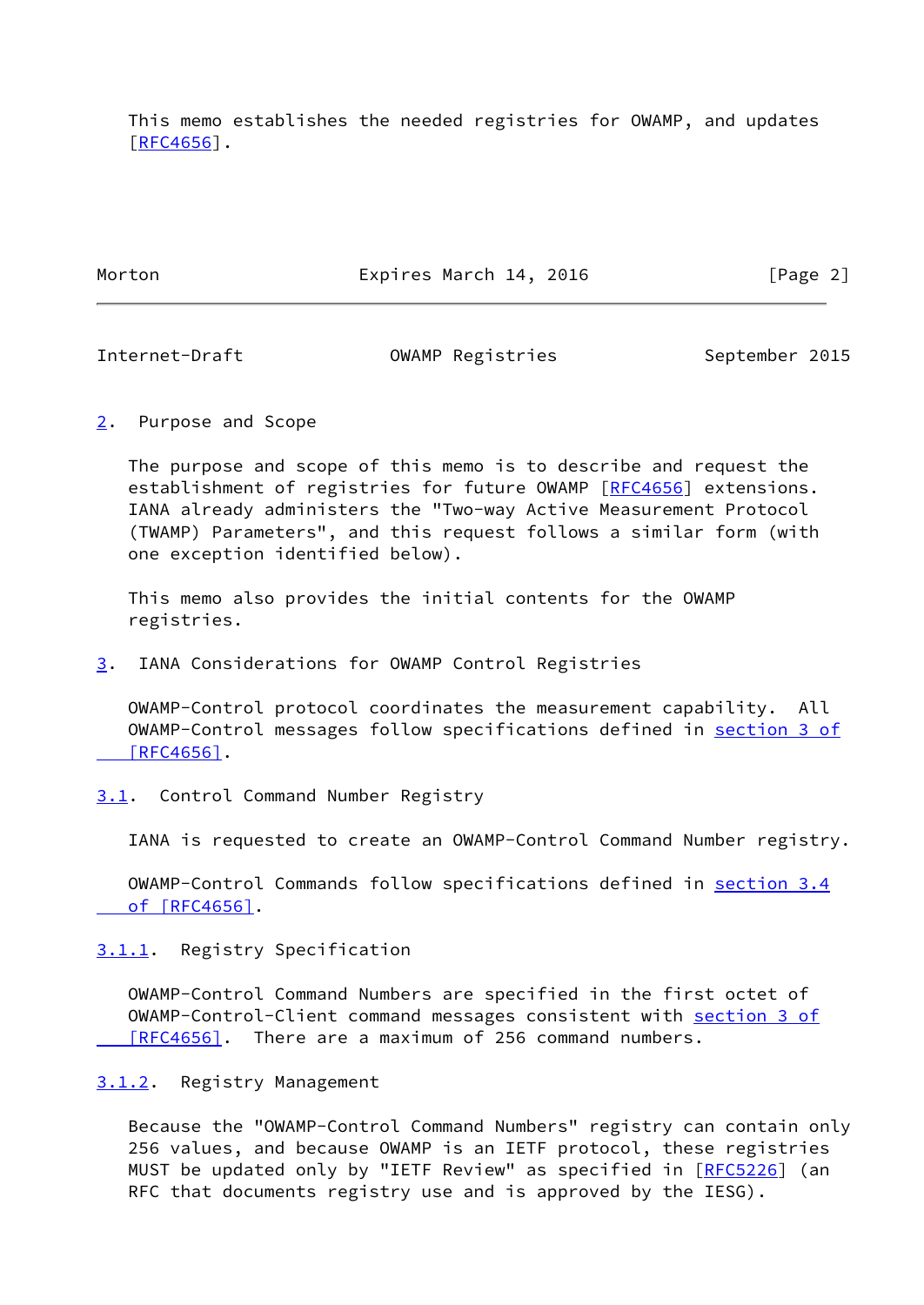This memo establishes the needed registries for OWAMP, and updates [RFC4656].

## 2. Purpose and Scope

The purpose and scope of this memo is to describe and request the establishment of registries for future OWAMP [RFC4656] extensions. IANA already administers the "Two-way Active Measurement Protocol (TWAMP) Parameters", and this request follows a similar form (with one exception identified below).

This memo also provides the initial contents for the OWAMP registries.

## 3. IANA Considerations for OWAMP Control Registries

OWAMP-Control protocol coordinates the measurement capability. All OWAMP-Control messages follow specifications defined in section 3 of [RFC4656].

### 3.1. Control Command Number Registry

IANA is requested to create an OWAMP-Control Command Number registry.

OWAMP-Control Commands follow specifications defined in section 3.4 of [RFC4656].

#### 3.1.1. Registry Specification

OWAMP-Control Command Numbers are specified in the first octet of OWAMP-Control-Client command messages consistent with section 3 of [RFC4656]. There are a maximum of 256 command numbers.

#### 3.1.2. Registry Management

Because the "OWAMP-Control Command Numbers" registry can contain only 256 values, and because OWAMP is an IETF protocol, these registries MUST be updated only by "IETF Review" as specified in [RFC5226] (an RFC that documents registry use and is approved by the IESG).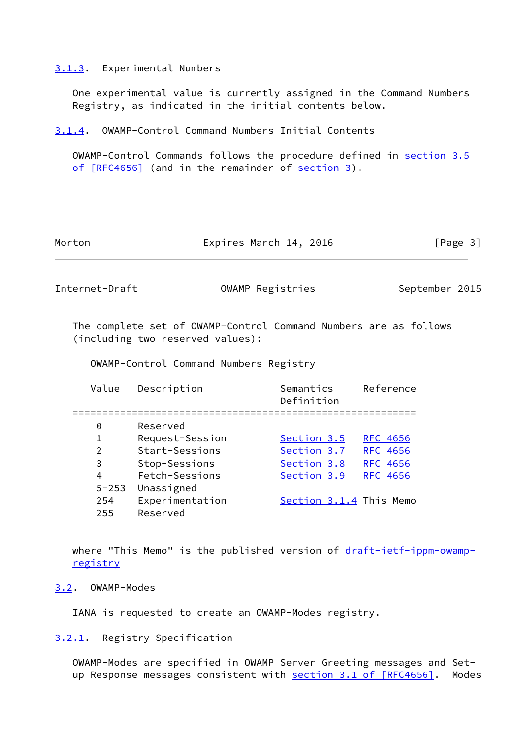### 3.1.3. Experimental Numbers

One experimental value is currently assigned in the Command Numbers Registry, as indicated in the initial contents below.

### 3.1.4. OWAMP-Control Command Numbers Initial Contents

OWAMP-Control Commands follows the procedure defined in section 3.5 of [RFC4656] (and in the remainder of section 3).

The complete set of OWAMP-Control Command Numbers are as follows (including two reserved values):

OWAMP-Control Command Numbers Registry

| Value | Description | Semantics Definition | Reference |
|---|---|---|---|
| 0 | Reserved | | |
| 1 | Request-Session | Section 3.5 | RFC 4656 |
| 2 | Start-Sessions | Section 3.7 | RFC 4656 |
| 3 | Stop-Sessions | Section 3.8 | RFC 4656 |
| 4 | Fetch-Sessions | Section 3.9 | RFC 4656 |
| 5-253 | Unassigned | | |
| 254 | Experimentation | Section 3.1.4 | This Memo |
| 255 | Reserved | | |

where "This Memo" is the published version of draft-ietf-ippm-owamp-registry

## 3.2. OWAMP-Modes

IANA is requested to create an OWAMP-Modes registry.

### 3.2.1. Registry Specification

OWAMP-Modes are specified in OWAMP Server Greeting messages and Set-up Response messages consistent with section 3.1 of [RFC4656]. Modes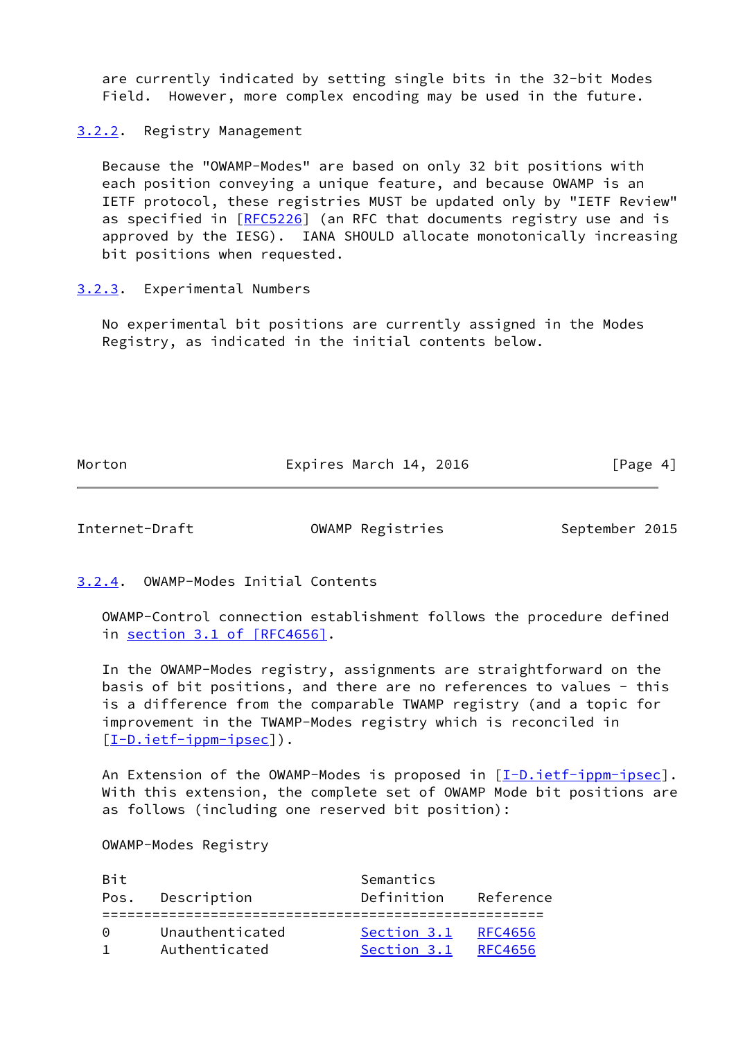are currently indicated by setting single bits in the 32-bit Modes Field. However, more complex encoding may be used in the future.

### 3.2.2. Registry Management

Because the "OWAMP-Modes" are based on only 32 bit positions with each position conveying a unique feature, and because OWAMP is an IETF protocol, these registries MUST be updated only by "IETF Review" as specified in [RFC5226] (an RFC that documents registry use and is approved by the IESG). IANA SHOULD allocate monotonically increasing bit positions when requested.

### 3.2.3. Experimental Numbers

No experimental bit positions are currently assigned in the Modes Registry, as indicated in the initial contents below.

### 3.2.4. OWAMP-Modes Initial Contents

OWAMP-Control connection establishment follows the procedure defined in section 3.1 of [RFC4656].

In the OWAMP-Modes registry, assignments are straightforward on the basis of bit positions, and there are no references to values - this is a difference from the comparable TWAMP registry (and a topic for improvement in the TWAMP-Modes registry which is reconciled in [I-D.ietf-ippm-ipsec]).

An Extension of the OWAMP-Modes is proposed in [I-D.ietf-ippm-ipsec]. With this extension, the complete set of OWAMP Mode bit positions are as follows (including one reserved bit position):

OWAMP-Modes Registry

| Bit Pos. | Description | Semantics Definition | Reference |
|---|---|---|---|
| 0 | Unauthenticated | Section 3.1 | RFC4656 |
| 1 | Authenticated | Section 3.1 | RFC4656 |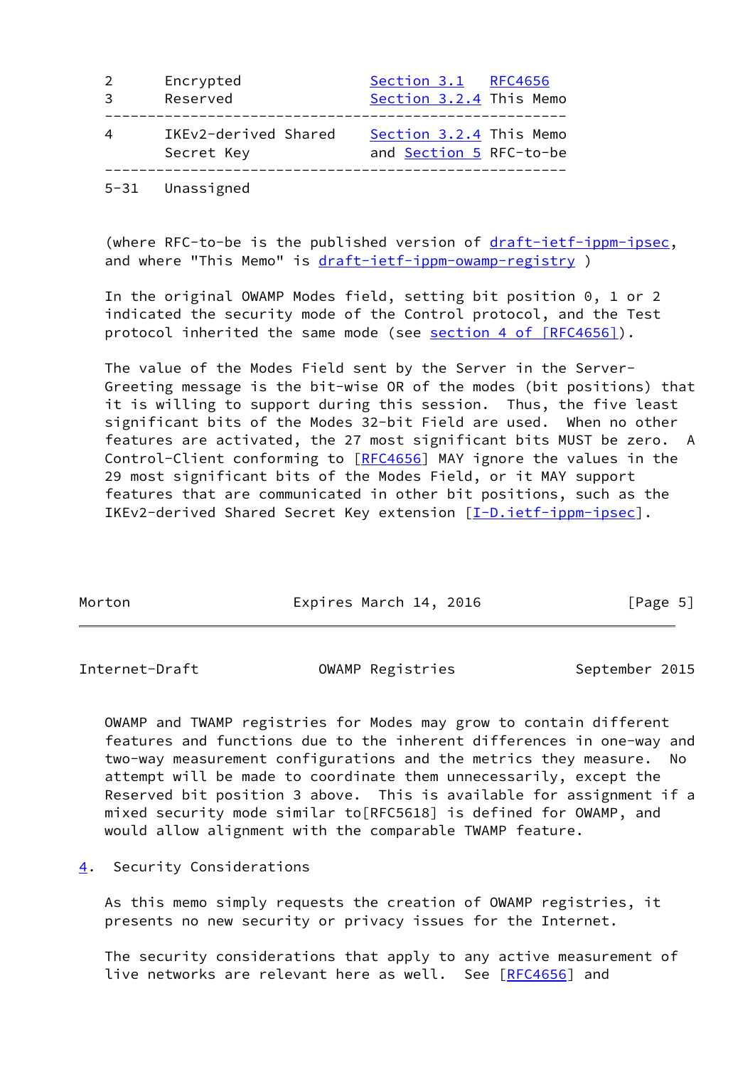| Value | Description | Semantics Definition | Reference |
|---|---|---|---|
| 2 | Encrypted | Section 3.1 | RFC4656 |
| 3 | Reserved | Section 3.2.4 | This Memo |
| 4 | IKEv2-derived Shared Secret Key | Section 3.2.4 and Section 5 | This Memo RFC-to-be |
| 5-31 | Unassigned | | |

(where RFC-to-be is the published version of draft-ietf-ippm-ipsec, and where "This Memo" is draft-ietf-ippm-owamp-registry )

In the original OWAMP Modes field, setting bit position 0, 1 or 2 indicated the security mode of the Control protocol, and the Test protocol inherited the same mode (see section 4 of [RFC4656]).

The value of the Modes Field sent by the Server in the Server-Greeting message is the bit-wise OR of the modes (bit positions) that it is willing to support during this session. Thus, the five least significant bits of the Modes 32-bit Field are used. When no other features are activated, the 27 most significant bits MUST be zero. A Control-Client conforming to [RFC4656] MAY ignore the values in the 29 most significant bits of the Modes Field, or it MAY support features that are communicated in other bit positions, such as the IKEv2-derived Shared Secret Key extension [I-D.ietf-ippm-ipsec].

OWAMP and TWAMP registries for Modes may grow to contain different features and functions due to the inherent differences in one-way and two-way measurement configurations and the metrics they measure. No attempt will be made to coordinate them unnecessarily, except the Reserved bit position 3 above. This is available for assignment if a mixed security mode similar to[RFC5618] is defined for OWAMP, and would allow alignment with the comparable TWAMP feature.

## 4. Security Considerations

As this memo simply requests the creation of OWAMP registries, it presents no new security or privacy issues for the Internet.

The security considerations that apply to any active measurement of live networks are relevant here as well. See [RFC4656] and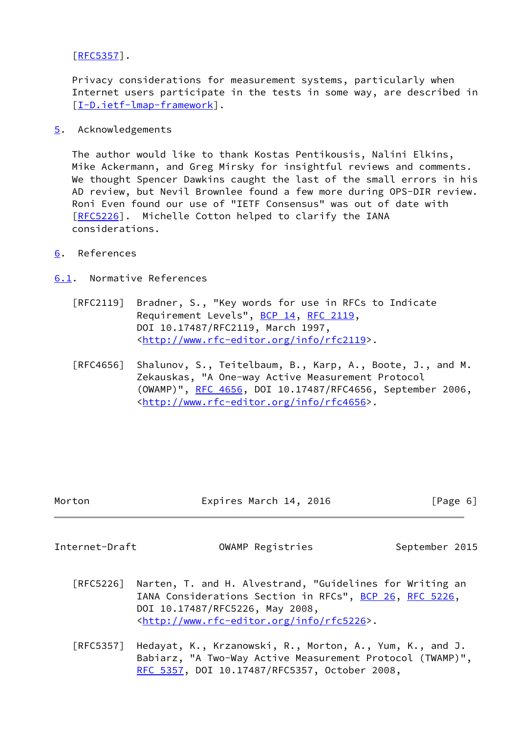[RFC5357].

Privacy considerations for measurement systems, particularly when Internet users participate in the tests in some way, are described in [I-D.ietf-lmap-framework].

## 5. Acknowledgements

The author would like to thank Kostas Pentikousis, Nalini Elkins, Mike Ackermann, and Greg Mirsky for insightful reviews and comments. We thought Spencer Dawkins caught the last of the small errors in his AD review, but Nevil Brownlee found a few more during OPS-DIR review. Roni Even found our use of "IETF Consensus" was out of date with [RFC5226]. Michelle Cotton helped to clarify the IANA considerations.

## 6. References

### 6.1. Normative References

[RFC2119] Bradner, S., "Key words for use in RFCs to Indicate Requirement Levels", BCP 14, RFC 2119, DOI 10.17487/RFC2119, March 1997, <http://www.rfc-editor.org/info/rfc2119>.

[RFC4656] Shalunov, S., Teitelbaum, B., Karp, A., Boote, J., and M. Zekauskas, "A One-way Active Measurement Protocol (OWAMP)", RFC 4656, DOI 10.17487/RFC4656, September 2006, <http://www.rfc-editor.org/info/rfc4656>.

[RFC5226] Narten, T. and H. Alvestrand, "Guidelines for Writing an IANA Considerations Section in RFCs", BCP 26, RFC 5226, DOI 10.17487/RFC5226, May 2008, <http://www.rfc-editor.org/info/rfc5226>.

[RFC5357] Hedayat, K., Krzanowski, R., Morton, A., Yum, K., and J. Babiarz, "A Two-Way Active Measurement Protocol (TWAMP)", RFC 5357, DOI 10.17487/RFC5357, October 2008,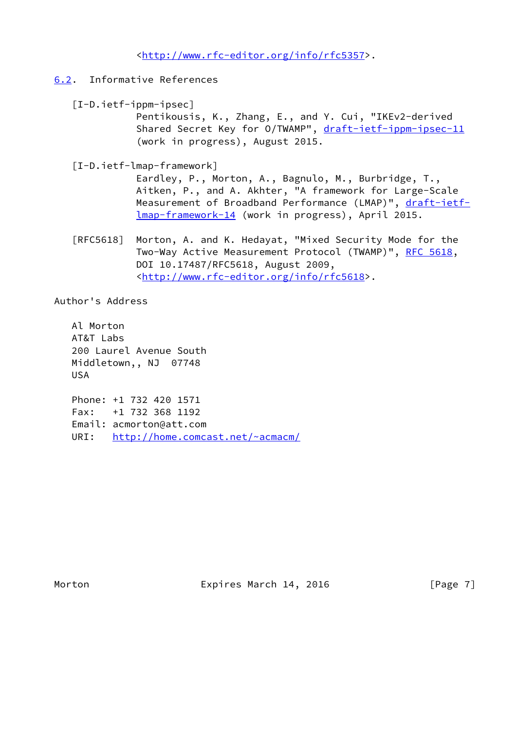<http://www.rfc-editor.org/info/rfc5357>.

## 6.2. Informative References

[I-D.ietf-ippm-ipsec]
Pentikousis, K., Zhang, E., and Y. Cui, "IKEv2-derived Shared Secret Key for O/TWAMP", draft-ietf-ippm-ipsec-11 (work in progress), August 2015.

[I-D.ietf-lmap-framework]
Eardley, P., Morton, A., Bagnulo, M., Burbridge, T., Aitken, P., and A. Akhter, "A framework for Large-Scale Measurement of Broadband Performance (LMAP)", draft-ietf-lmap-framework-14 (work in progress), April 2015.

[RFC5618] Morton, A. and K. Hedayat, "Mixed Security Mode for the Two-Way Active Measurement Protocol (TWAMP)", RFC 5618, DOI 10.17487/RFC5618, August 2009, <http://www.rfc-editor.org/info/rfc5618>.

## Author's Address

Al Morton
AT&T Labs
200 Laurel Avenue South
Middletown,, NJ 07748
USA

Phone: +1 732 420 1571
Fax: +1 732 368 1192
Email: acmorton@att.com
URI: http://home.comcast.net/~acmacm/